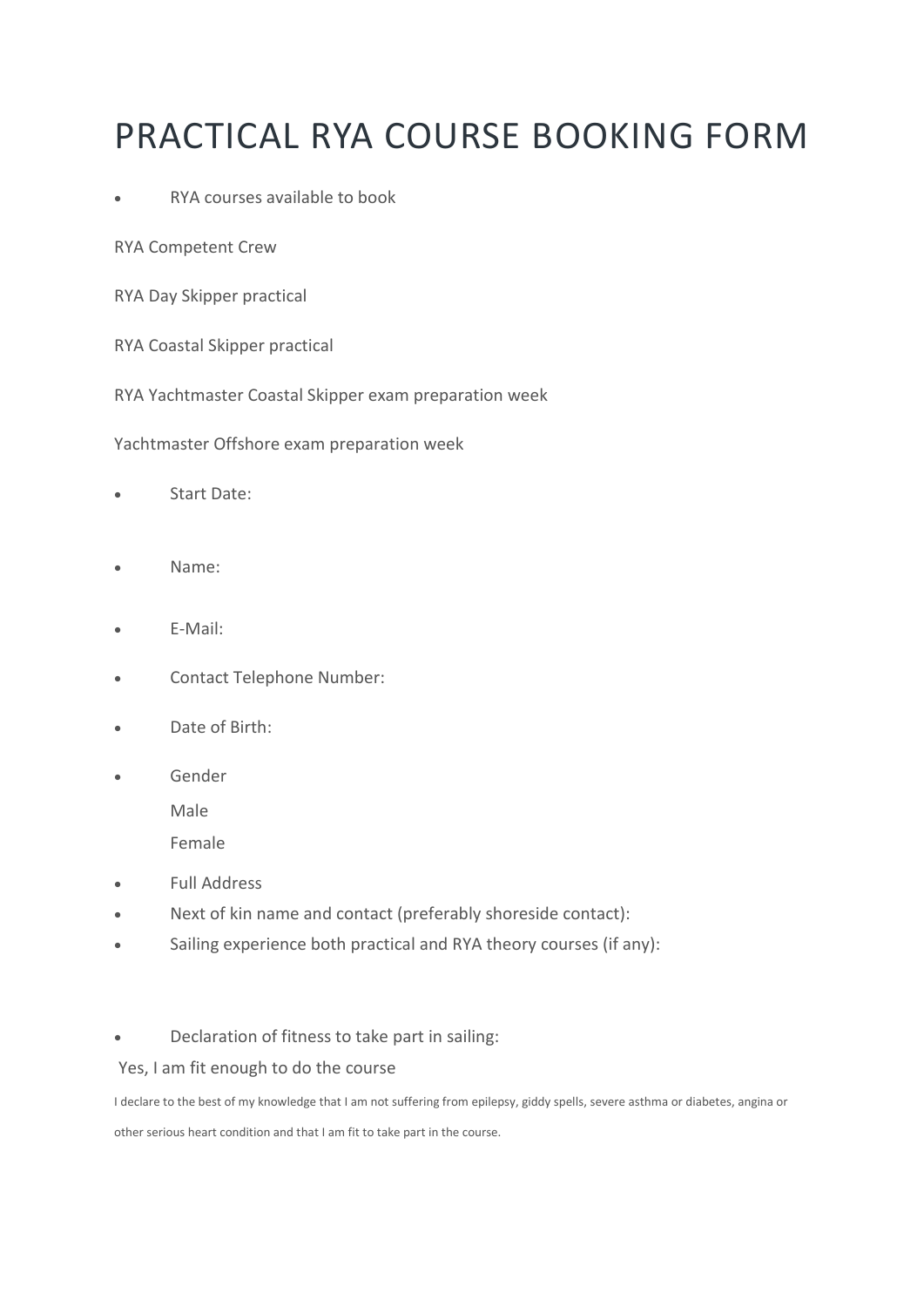# PRACTICAL RYA COURSE BOOKING FORM

- RYA courses available to book

RYA Competent Crew

RYA Day Skipper practical

RYA Coastal Skipper practical

RYA Yachtmaster Coastal Skipper exam preparation week

Yachtmaster Offshore exam preparation week

- Start Date:

- Name:

- E-Mail:

- Contact Telephone Number:

- Date of Birth:

- Gender

  Male

  Female

- Full Address
- Next of kin name and contact (preferably shoreside contact):
- Sailing experience both practical and RYA theory courses (if any):

- Declaration of fitness to take part in sailing:

Yes, I am fit enough to do the course

I declare to the best of my knowledge that I am not suffering from epilepsy, giddy spells, severe asthma or diabetes, angina or other serious heart condition and that I am fit to take part in the course.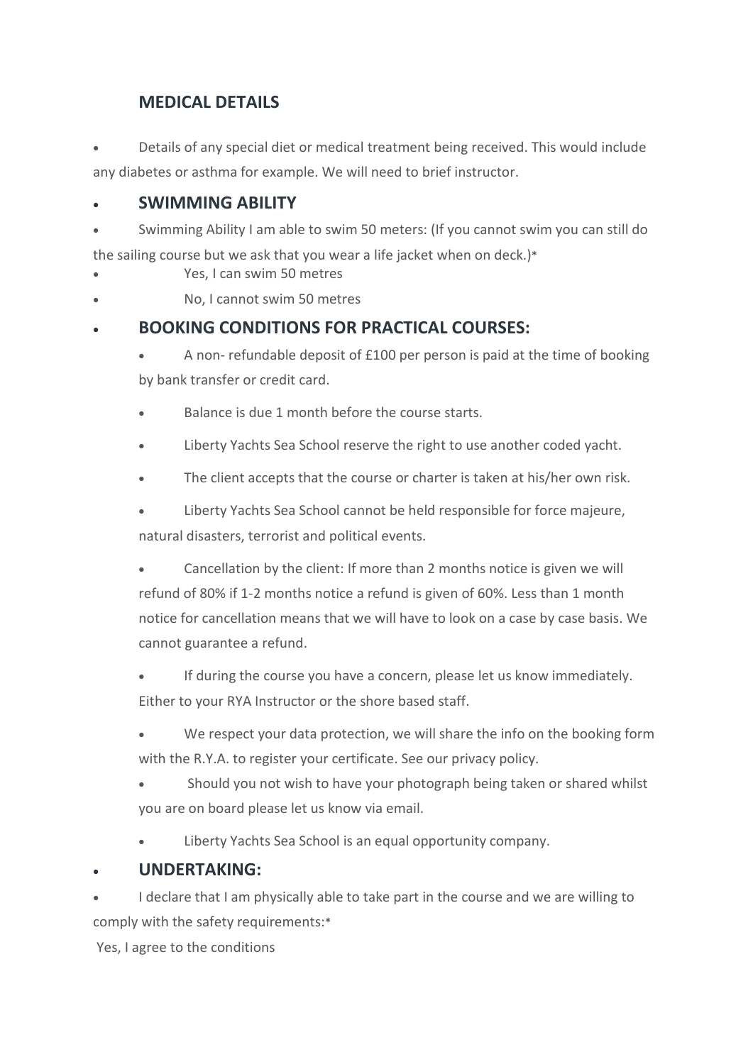## MEDICAL DETAILS

- Details of any special diet or medical treatment being received. This would include any diabetes or asthma for example. We will need to brief instructor.

- ## SWIMMING ABILITY

- Swimming Ability I am able to swim 50 meters: (If you cannot swim you can still do the sailing course but we ask that you wear a life jacket when on deck.)*
- Yes, I can swim 50 metres
- No, I cannot swim 50 metres

- ## BOOKING CONDITIONS FOR PRACTICAL COURSES:

  - A non- refundable deposit of £100 per person is paid at the time of booking by bank transfer or credit card.
  - Balance is due 1 month before the course starts.
  - Liberty Yachts Sea School reserve the right to use another coded yacht.
  - The client accepts that the course or charter is taken at his/her own risk.
  - Liberty Yachts Sea School cannot be held responsible for force majeure, natural disasters, terrorist and political events.
  - Cancellation by the client: If more than 2 months notice is given we will refund of 80% if 1-2 months notice a refund is given of 60%. Less than 1 month notice for cancellation means that we will have to look on a case by case basis. We cannot guarantee a refund.
  - If during the course you have a concern, please let us know immediately. Either to your RYA Instructor or the shore based staff.
  - We respect your data protection, we will share the info on the booking form with the R.Y.A. to register your certificate. See our privacy policy.
  - Should you not wish to have your photograph being taken or shared whilst you are on board please let us know via email.
  - Liberty Yachts Sea School is an equal opportunity company.

- ## UNDERTAKING:

- I declare that I am physically able to take part in the course and we are willing to comply with the safety requirements:*

Yes, I agree to the conditions